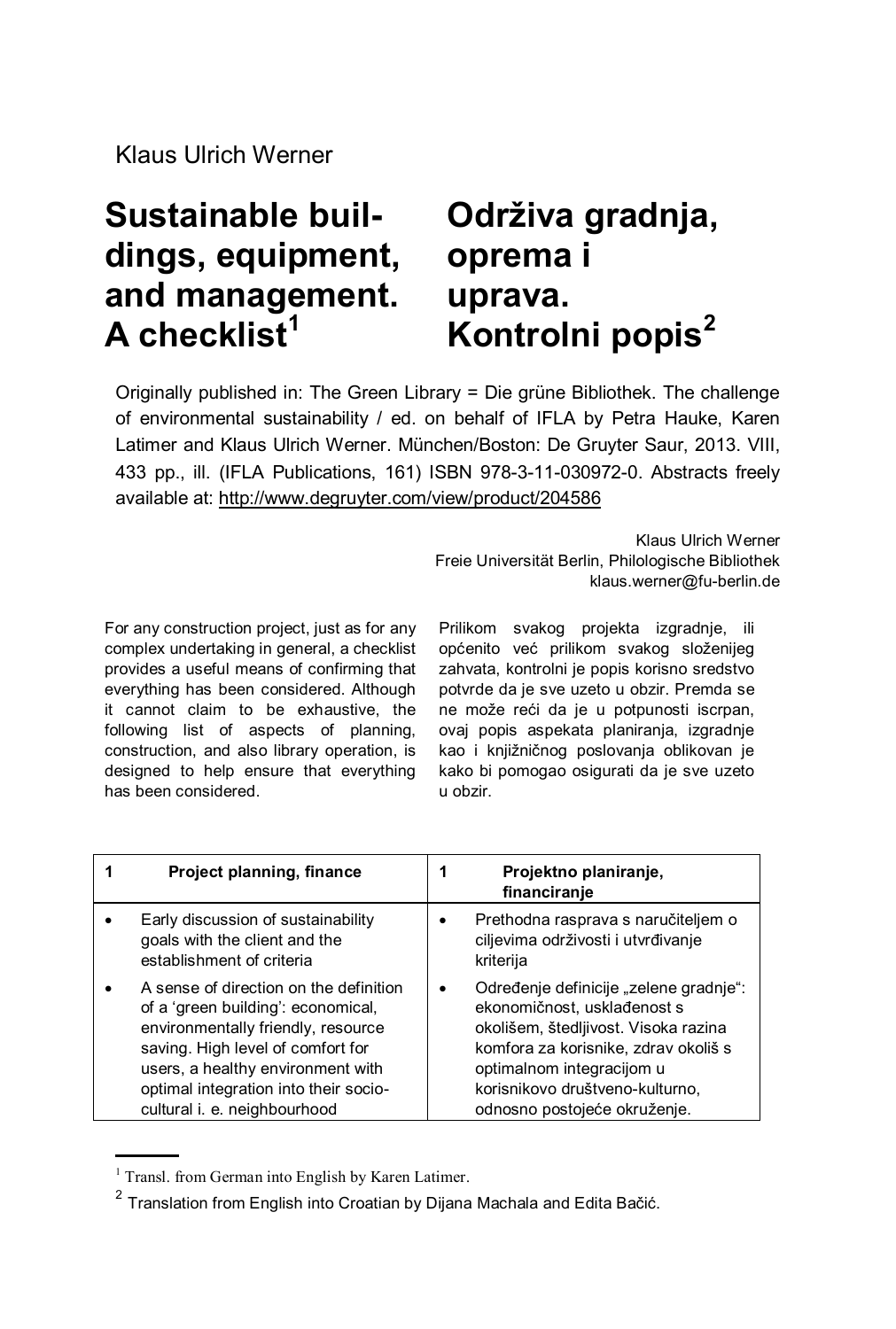Klaus Ulrich Werner

# Sustainable buildings, equipment, and management. A checklist[1]

# Održiva gradnja, oprema i uprava. Kontrolni popis[2]

Originally published in: The Green Library = Die grüne Bibliothek. The challenge of environmental sustainability / ed. on behalf of IFLA by Petra Hauke, Karen Latimer and Klaus Ulrich Werner. München/Boston: De Gruyter Saur, 2013. VIII, 433 pp., ill. (IFLA Publications, 161) ISBN 978-3-11-030972-0. Abstracts freely available at: http://www.degruyter.com/view/product/204586

Klaus Ulrich Werner
Freie Universität Berlin, Philologische Bibliothek
klaus.werner@fu-berlin.de

For any construction project, just as for any complex undertaking in general, a checklist provides a useful means of confirming that everything has been considered. Although it cannot claim to be exhaustive, the following list of aspects of planning, construction, and also library operation, is designed to help ensure that everything has been considered.

Prilikom svakog projekta izgradnje, ili općenito već prilikom svakog složenijeg zahvata, kontrolni je popis korisno sredstvo potvrde da je sve uzeto u obzir. Premda se ne može reći da je u potpunosti iscrpan, ovaj popis aspekata planiranja, izgradnje kao i knjižničnog poslovanja oblikovan je kako bi pomogao osigurati da je sve uzeto u obzir.

| 1 Project planning, finance | 1 Projektno planiranje, financiranje |
|---|---|
| • Early discussion of sustainability goals with the client and the establishment of criteria | • Prethodna rasprava s naručiteljem o ciljevima održivosti i utvrđivanje kriterija |
| • A sense of direction on the definition of a 'green building': economical, environmentally friendly, resource saving. High level of comfort for users, a healthy environment with optimal integration into their socio-cultural i. e. neighbourhood | • Određenje definicije „zelene gradnje": ekonomičnost, usklađenost s okolišem, štedljivost. Visoka razina komfora za korisnike, zdrav okoliš s optimalnom integracijom u korisnikovo društveno-kulturno, odnosno postojeće okruženje. |

[1] Transl. from German into English by Karen Latimer.

[2] Translation from English into Croatian by Dijana Machala and Edita Bačić.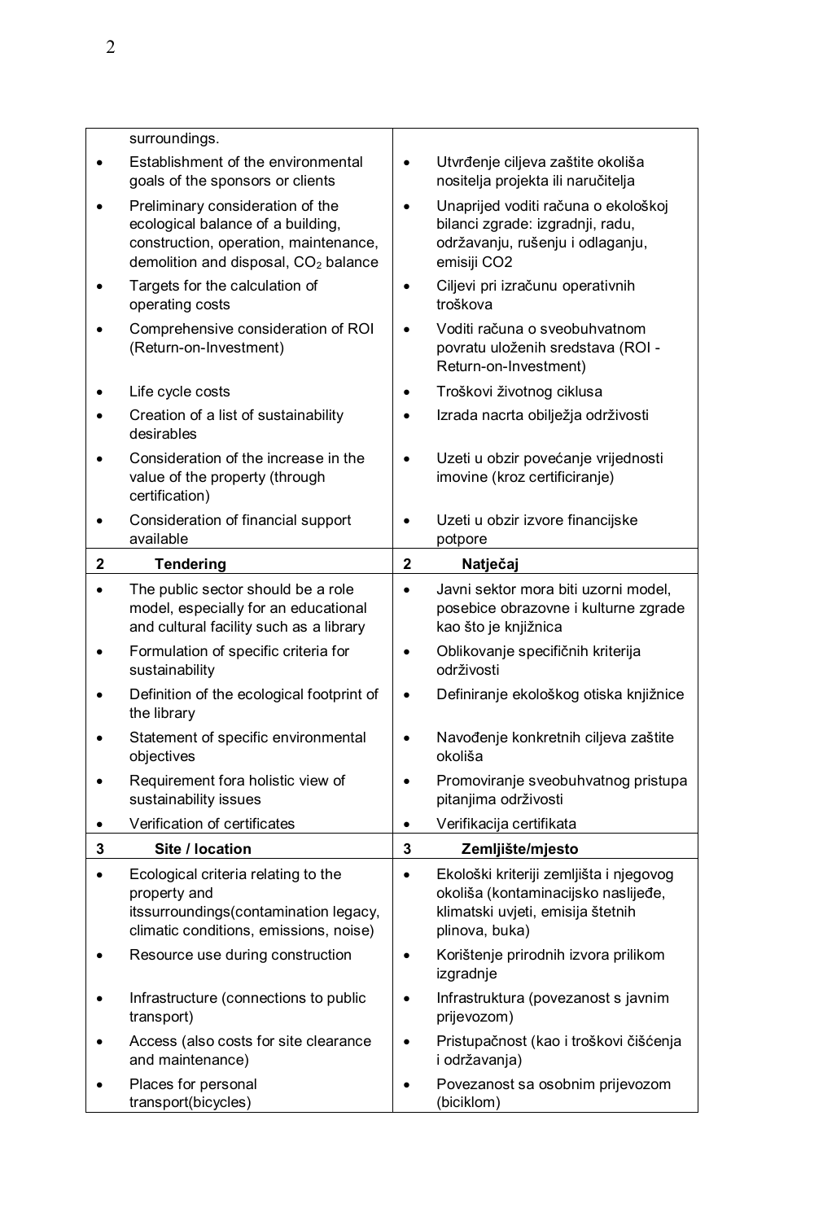| | |
|---|---|
| surroundings. | |
| • Establishment of the environmental goals of the sponsors or clients | • Utvrđenje ciljeva zaštite okoliša nositelja projekta ili naručitelja |
| • Preliminary consideration of the ecological balance of a building, construction, operation, maintenance, demolition and disposal, $CO_2$ balance | • Unaprijed voditi računa o ekološkoj bilanci zgrade: izgradnji, radu, održavanju, rušenju i odlaganju, emisiji CO2 |
| • Targets for the calculation of operating costs | • Ciljevi pri izračunu operativnih troškova |
| • Comprehensive consideration of ROI (Return-on-Investment) | • Voditi računa o sveobuhvatnom povratu uloženih sredstava (ROI - Return-on-Investment) |
| • Life cycle costs | • Troškovi životnog ciklusa |
| • Creation of a list of sustainability desirables | • Izrada nacrta obilježja održivosti |
| • Consideration of the increase in the value of the property (through certification) | • Uzeti u obzir povećanje vrijednosti imovine (kroz certificiranje) |
| • Consideration of financial support available | • Uzeti u obzir izvore financijske potpore |
| **2 Tendering** | **2 Natječaj** |
| • The public sector should be a role model, especially for an educational and cultural facility such as a library | • Javni sektor mora biti uzorni model, posebice obrazovne i kulturne zgrade kao što je knjižnica |
| • Formulation of specific criteria for sustainability | • Oblikovanje specifičnih kriterija održivosti |
| • Definition of the ecological footprint of the library | • Definiranje ekološkog otiska knjižnice |
| • Statement of specific environmental objectives | • Navođenje konkretnih ciljeva zaštite okoliša |
| • Requirement fora holistic view of sustainability issues | • Promoviranje sveobuhvatnog pristupa pitanjima održivosti |
| • Verification of certificates | • Verifikacija certifikata |
| **3 Site / location** | **3 Zemljište/mjesto** |
| • Ecological criteria relating to the property and itssurroundings(contamination legacy, climatic conditions, emissions, noise) | • Ekološki kriteriji zemljišta i njegovog okoliša (kontaminacijsko naslijeđe, klimatski uvjeti, emisija štetnih plinova, buka) |
| • Resource use during construction | • Korištenje prirodnih izvora prilikom izgradnje |
| • Infrastructure (connections to public transport) | • Infrastruktura (povezanost s javnim prijevozom) |
| • Access (also costs for site clearance and maintenance) | • Pristupačnost (kao i troškovi čišćenja i održavanja) |
| • Places for personal transport(bicycles) | • Povezanost sa osobnim prijevozom (biciklom) |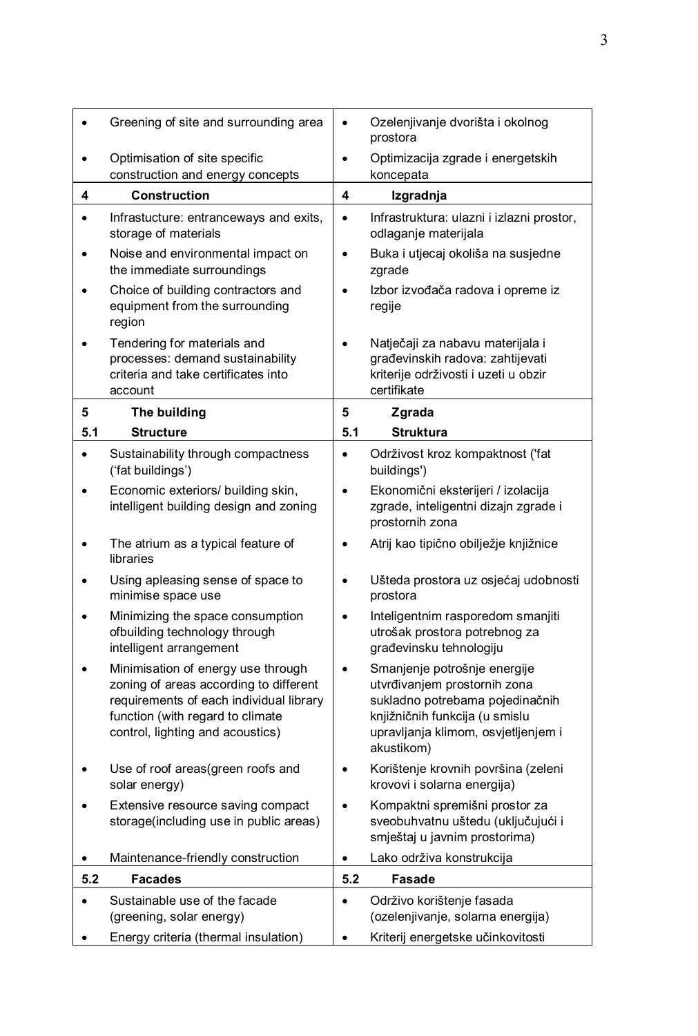| | |
|---|---|
| • Greening of site and surrounding area | • Ozelenjivanje dvorišta i okolnog prostora |
| • Optimisation of site specific construction and energy concepts | • Optimizacija zgrade i energetskih koncepata |
| **4 Construction** | **4 Izgradnja** |
| • Infrastucture: entranceways and exits, storage of materials | • Infrastruktura: ulazni i izlazni prostor, odlaganje materijala |
| • Noise and environmental impact on the immediate surroundings | • Buka i utjecaj okoliša na susjedne zgrade |
| • Choice of building contractors and equipment from the surrounding region | • Izbor izvođača radova i opreme iz regije |
| • Tendering for materials and processes: demand sustainability criteria and take certificates into account | • Natječaji za nabavu materijala i građevinskih radova: zahtijevati kriterije održivosti i uzeti u obzir certifikate |
| **5 The building** | **5 Zgrada** |
| **5.1 Structure** | **5.1 Struktura** |
| • Sustainability through compactness ('fat buildings') | • Održivost kroz kompaktnost ('fat buildings') |
| • Economic exteriors/ building skin, intelligent building design and zoning | • Ekonomični eksterijeri / izolacija zgrade, inteligentni dizajn zgrade i prostornih zona |
| • The atrium as a typical feature of libraries | • Atrij kao tipično obilježje knjižnice |
| • Using apleasing sense of space to minimise space use | • Ušteda prostora uz osjećaj udobnosti prostora |
| • Minimizing the space consumption ofbuilding technology through intelligent arrangement | • Inteligentnim rasporedom smanjiti utrošak prostora potrebnog za građevinsku tehnologiju |
| • Minimisation of energy use through zoning of areas according to different requirements of each individual library function (with regard to climate control, lighting and acoustics) | • Smanjenje potrošnje energije utvrđivanjem prostornih zona sukladno potrebama pojedinačnih knjižničnih funkcija (u smislu upravljanja klimom, osvjetljenjem i akustikom) |
| • Use of roof areas(green roofs and solar energy) | • Korištenje krovnih površina (zeleni krovovi i solarna energija) |
| • Extensive resource saving compact storage(including use in public areas) | • Kompaktni spremišni prostor za sveobuhvatnu uštedu (uključujući i smještaj u javnim prostorima) |
| • Maintenance-friendly construction | • Lako održiva konstrukcija |
| **5.2 Facades** | **5.2 Fasade** |
| • Sustainable use of the facade (greening, solar energy) | • Održivo korištenje fasada (ozelenjivanje, solarna energija) |
| • Energy criteria (thermal insulation) | • Kriterij energetske učinkovitosti |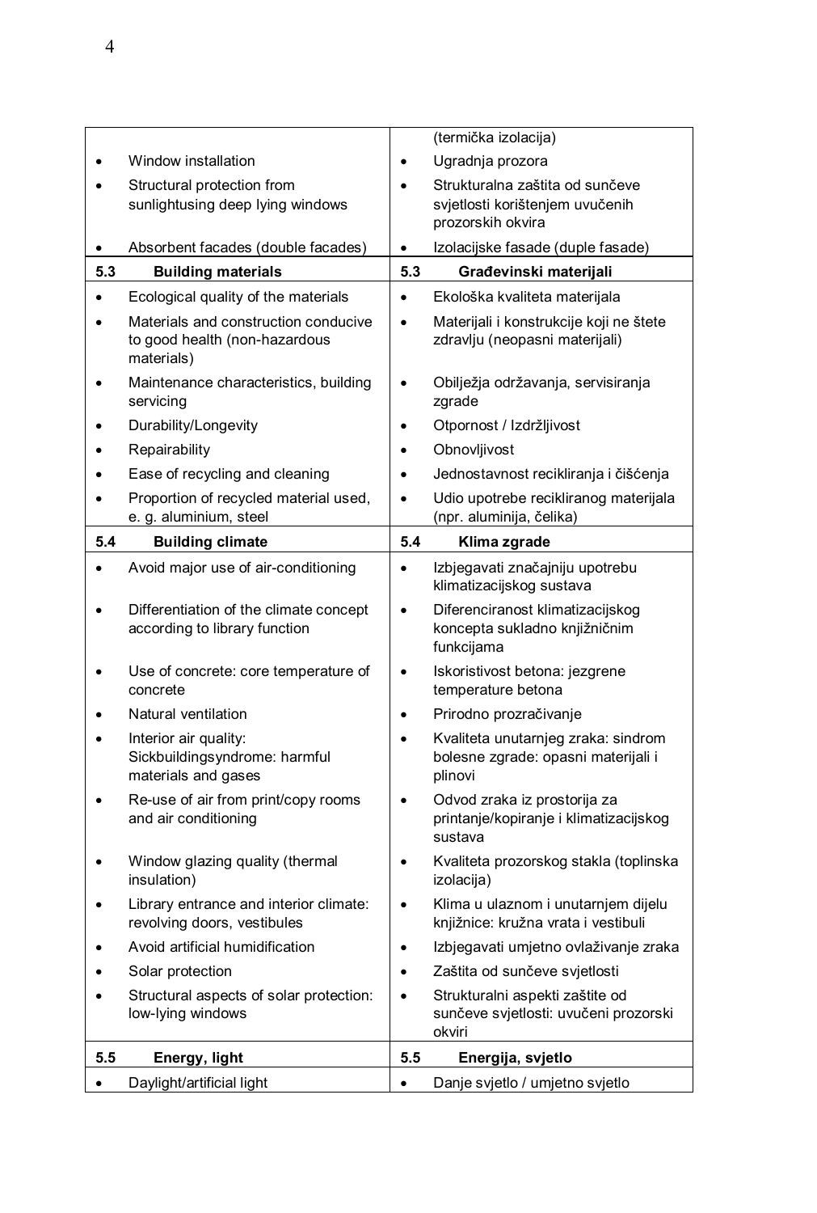| | |
|---|---|
| | (termička izolacija) |
| • Window installation | • Ugradnja prozora |
| • Structural protection from sunlightusing deep lying windows | • Strukturalna zaštita od sunčeve svjetlosti korištenjem uvučenih prozorskih okvira |
| • Absorbent facades (double facades) | • Izolacijske fasade (duple fasade) |
| **5.3 Building materials** | **5.3 Građevinski materijali** |
| • Ecological quality of the materials | • Ekološka kvaliteta materijala |
| • Materials and construction conducive to good health (non-hazardous materials) | • Materijali i konstrukcije koji ne štete zdravlju (neopasni materijali) |
| • Maintenance characteristics, building servicing | • Obilježja održavanja, servisiranja zgrade |
| • Durability/Longevity | • Otpornost / Izdržljivost |
| • Repairability | • Obnovljivost |
| • Ease of recycling and cleaning | • Jednostavnost recikliranja i čišćenja |
| • Proportion of recycled material used, e. g. aluminium, steel | • Udio upotrebe recikliranog materijala (npr. aluminija, čelika) |
| **5.4 Building climate** | **5.4 Klima zgrade** |
| • Avoid major use of air-conditioning | • Izbjegavati značajniju upotrebu klimatizacijskog sustava |
| • Differentiation of the climate concept according to library function | • Diferenciranost klimatizacijskog koncepta sukladno knjižničnim funkcijama |
| • Use of concrete: core temperature of concrete | • Iskoristivost betona: jezgrene temperature betona |
| • Natural ventilation | • Prirodno prozračivanje |
| • Interior air quality: Sickbuildingsyndrome: harmful materials and gases | • Kvaliteta unutarnjeg zraka: sindrom bolesne zgrade: opasni materijali i plinovi |
| • Re-use of air from print/copy rooms and air conditioning | • Odvod zraka iz prostorija za printanje/kopiranje i klimatizacijskog sustava |
| • Window glazing quality (thermal insulation) | • Kvaliteta prozorskog stakla (toplinska izolacija) |
| • Library entrance and interior climate: revolving doors, vestibules | • Klima u ulaznom i unutarnjem dijelu knjižnice: kružna vrata i vestibuli |
| • Avoid artificial humidification | • Izbjegavati umjetno ovlaživanje zraka |
| • Solar protection | • Zaštita od sunčeve svjetlosti |
| • Structural aspects of solar protection: low-lying windows | • Strukturalni aspekti zaštite od sunčeve svjetlosti: uvučeni prozorski okviri |
| **5.5 Energy, light** | **5.5 Energija, svjetlo** |
| • Daylight/artificial light | • Danje svjetlo / umjetno svjetlo |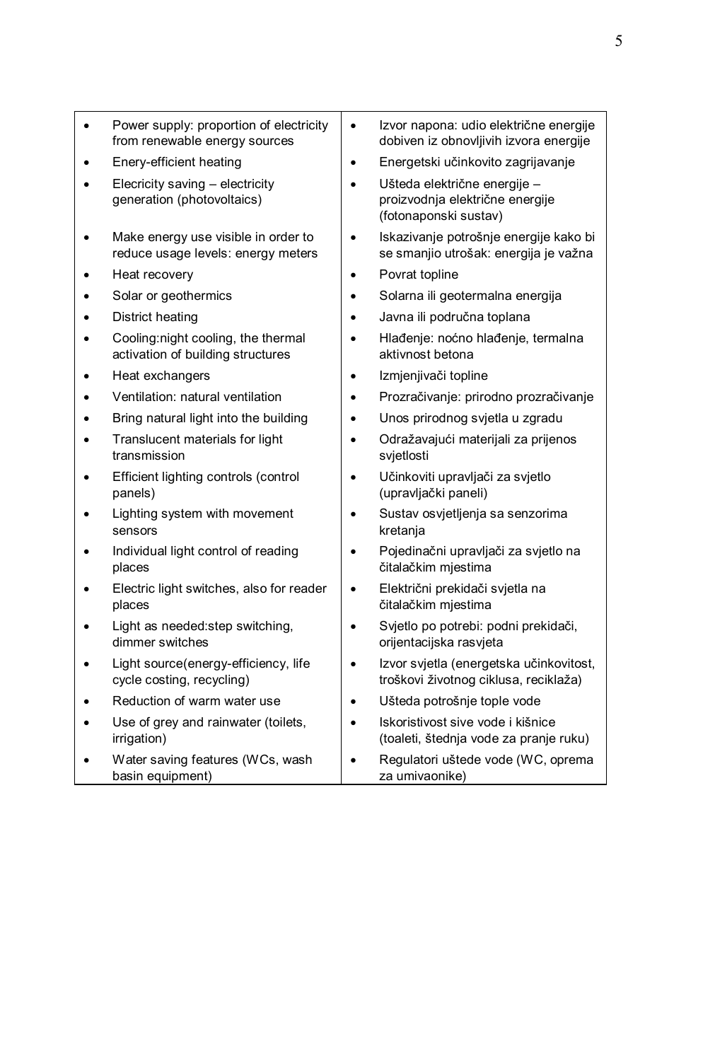| | |
|---|---|
| • Power supply: proportion of electricity from renewable energy sources | • Izvor napona: udio električne energije dobiven iz obnovljivih izvora energije |
| • Enery-efficient heating | • Energetski učinkovito zagrijavanje |
| • Elecricity saving – electricity generation (photovoltaics) | • Ušteda električne energije – proizvodnja električne energije (fotonaponski sustav) |
| • Make energy use visible in order to reduce usage levels: energy meters | • Iskazivanje potrošnje energije kako bi se smanjio utrošak: energija je važna |
| • Heat recovery | • Povrat topline |
| • Solar or geothermics | • Solarna ili geotermalna energija |
| • District heating | • Javna ili područna toplana |
| • Cooling:night cooling, the thermal activation of building structures | • Hlađenje: noćno hlađenje, termalna aktivnost betona |
| • Heat exchangers | • Izmjenjivači topline |
| • Ventilation: natural ventilation | • Prozračivanje: prirodno prozračivanje |
| • Bring natural light into the building | • Unos prirodnog svjetla u zgradu |
| • Translucent materials for light transmission | • Odražavajući materijali za prijenos svjetlosti |
| • Efficient lighting controls (control panels) | • Učinkoviti upravljači za svjetlo (upravljački paneli) |
| • Lighting system with movement sensors | • Sustav osvjetljenja sa senzorima kretanja |
| • Individual light control of reading places | • Pojedinačni upravljači za svjetlo na čitalačkim mjestima |
| • Electric light switches, also for reader places | • Električni prekidači svjetla na čitalačkim mjestima |
| • Light as needed:step switching, dimmer switches | • Svjetlo po potrebi: podni prekidači, orijentacijska rasvjeta |
| • Light source(energy-efficiency, life cycle costing, recycling) | • Izvor svjetla (energetska učinkovitost, troškovi životnog ciklusa, reciklaža) |
| • Reduction of warm water use | • Ušteda potrošnje tople vode |
| • Use of grey and rainwater (toilets, irrigation) | • Iskoristivost sive vode i kišnice (toaleti, štednja vode za pranje ruku) |
| • Water saving features (WCs, wash basin equipment) | • Regulatori uštede vode (WC, oprema za umivaonike) |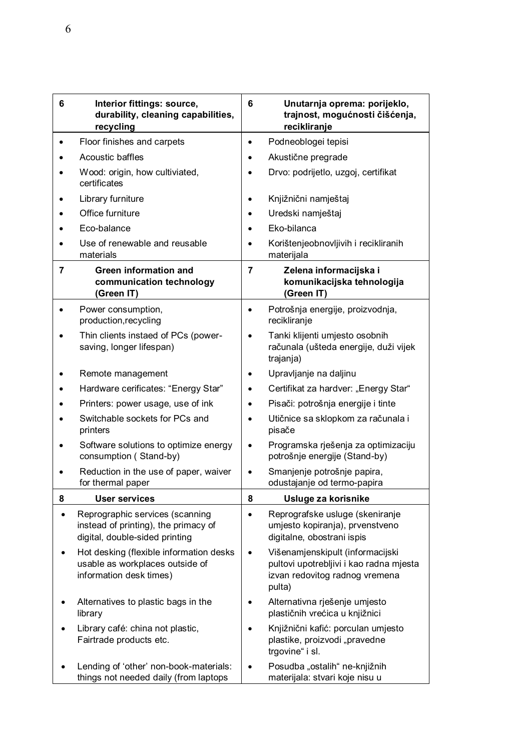| 6 Interior fittings: source, durability, cleaning capabilities, recycling | 6 Unutarnja oprema: porijeklo, trajnost, mogućnosti čišćenja, recikliranje |
|---|---|
| • Floor finishes and carpets | • Podneoblogei tepisi |
| • Acoustic baffles | • Akustične pregrade |
| • Wood: origin, how cultiviated, certificates | • Drvo: podrijetlo, uzgoj, certifikat |
| • Library furniture | • Knjižnični namještaj |
| • Office furniture | • Uredski namještaj |
| • Eco-balance | • Eko-bilanca |
| • Use of renewable and reusable materials | • Korištenjeobnovljivih i recikliranih materijala |
| **7 Green information and communication technology (Green IT)** | **7 Zelena informacijska i komunikacijska tehnologija (Green IT)** |
| • Power consumption, production,recycling | • Potrošnja energije, proizvodnja, recikliranje |
| • Thin clients instaed of PCs (power-saving, longer lifespan) | • Tanki klijenti umjesto osobnih računala (ušteda energije, duži vijek trajanja) |
| • Remote management | • Upravljanje na daljinu |
| • Hardware cerificates: "Energy Star" | • Certifikat za hardver: „Energy Star" |
| • Printers: power usage, use of ink | • Pisači: potrošnja energije i tinte |
| • Switchable sockets for PCs and printers | • Utičnice sa sklopkom za računala i pisače |
| • Software solutions to optimize energy consumption ( Stand-by) | • Programska rješenja za optimizaciju potrošnje energije (Stand-by) |
| • Reduction in the use of paper, waiver for thermal paper | • Smanjenje potrošnje papira, odustajanje od termo-papira |
| **8 User services** | **8 Usluge za korisnike** |
| • Reprographic services (scanning instead of printing), the primacy of digital, double-sided printing | • Reprografske usluge (skeniranje umjesto kopiranja), prvenstveno digitalne, obostrani ispis |
| • Hot desking (flexible information desks usable as workplaces outside of information desk times) | • Višenamjenskipult (informacijski pultovi upotrebljivi i kao radna mjesta izvan redovitog radnog vremena pulta) |
| • Alternatives to plastic bags in the library | • Alternativna rješenje umjesto plastičnih vrećica u knjižnici |
| • Library café: china not plastic, Fairtrade products etc. | • Knjižnični kafić: porculan umjesto plastike, proizvodi „pravedne trgovine" i sl. |
| • Lending of 'other' non-book-materials: things not needed daily (from laptops | • Posudba „ostalih" ne-knjižnih materijala: stvari koje nisu u |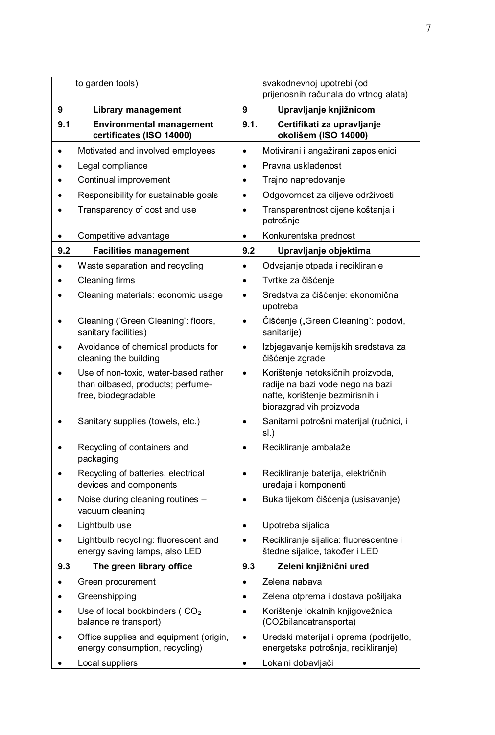| to garden tools) | svakodnevnoj upotrebi (od prijenosnih računala do vrtnog alata) |
|---|---|
| **9 Library management** | **9 Upravljanje knjižnicom** |
| **9.1 Environmental management certificates (ISO 14000)** | **9.1. Certifikati za upravljanje okolišem (ISO 14000)** |
| • Motivated and involved employees | • Motivirani i angažirani zaposlenici |
| • Legal compliance | • Pravna usklađenost |
| • Continual improvement | • Trajno napredovanje |
| • Responsibility for sustainable goals | • Odgovornost za ciljeve održivosti |
| • Transparency of cost and use | • Transparentnost cijene koštanja i potrošnje |
| • Competitive advantage | • Konkurentska prednost |
| **9.2 Facilities management** | **9.2 Upravljanje objektima** |
| • Waste separation and recycling | • Odvajanje otpada i recikliranje |
| • Cleaning firms | • Tvrtke za čišćenje |
| • Cleaning materials: economic usage | • Sredstva za čišćenje: ekonomična upotreba |
| • Cleaning ('Green Cleaning': floors, sanitary facilities) | • Čišćenje („Green Cleaning“: podovi, sanitarije) |
| • Avoidance of chemical products for cleaning the building | • Izbjegavanje kemijskih sredstava za čišćenje zgrade |
| • Use of non-toxic, water-based rather than oilbased, products; perfume-free, biodegradable | • Korištenje netoksičnih proizvoda, radije na bazi vode nego na bazi nafte, korištenje bezmirisnih i biorazgradivih proizvoda |
| • Sanitary supplies (towels, etc.) | • Sanitarni potrošni materijal (ručnici, i sl.) |
| • Recycling of containers and packaging | • Recikliranje ambalaže |
| • Recycling of batteries, electrical devices and components | • Recikliranje baterija, električnih uređaja i komponenti |
| • Noise during cleaning routines – vacuum cleaning | • Buka tijekom čišćenja (usisavanje) |
| • Lightbulb use | • Upotreba sijalica |
| • Lightbulb recycling: fluorescent and energy saving lamps, also LED | • Recikliranje sijalica: fluorescentne i štedne sijalice, također i LED |
| **9.3 The green library office** | **9.3 Zeleni knjižnični ured** |
| • Green procurement | • Zelena nabava |
| • Greenshipping | • Zelena otprema i dostava pošiljaka |
| • Use of local bookbinders ( $CO_2$ balance re transport) | • Korištenje lokalnih knjigovežnica (CO2bilancatransporta) |
| • Office supplies and equipment (origin, energy consumption, recycling) | • Uredski materijal i oprema (podrijetlo, energetska potrošnja, recikliranje) |
| • Local suppliers | • Lokalni dobavljači |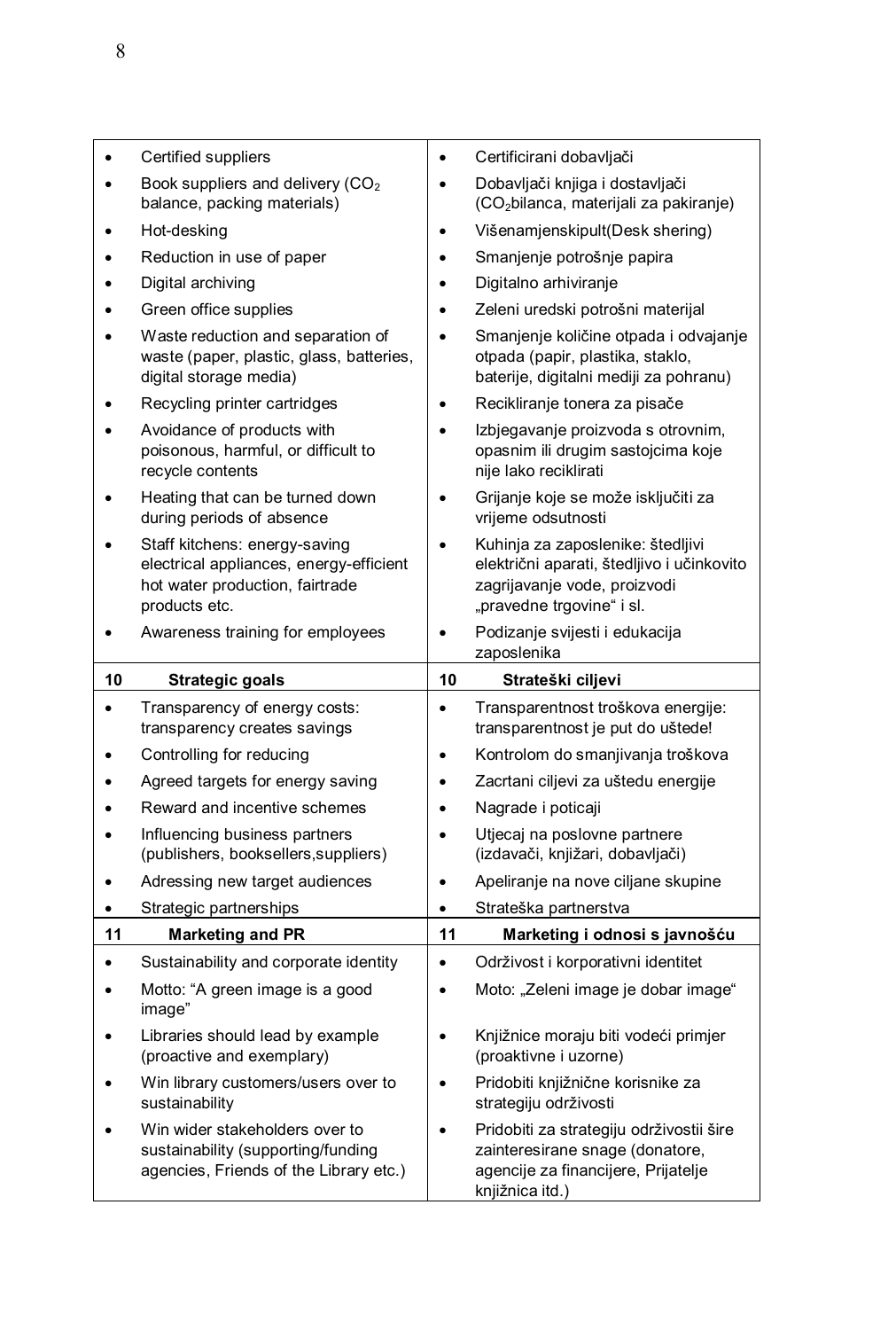| | |
|---|---|
| • Certified suppliers | • Certificirani dobavljači |
| • Book suppliers and delivery ($CO_2$ balance, packing materials) | • Dobavljači knjiga i dostavljači ($CO_2$bilanca, materijali za pakiranje) |
| • Hot-desking | • Višenamjenskipult(Desk shering) |
| • Reduction in use of paper | • Smanjenje potrošnje papira |
| • Digital archiving | • Digitalno arhiviranje |
| • Green office supplies | • Zeleni uredski potrošni materijal |
| • Waste reduction and separation of waste (paper, plastic, glass, batteries, digital storage media) | • Smanjenje količine otpada i odvajanje otpada (papir, plastika, staklo, baterije, digitalni mediji za pohranu) |
| • Recycling printer cartridges | • Recikliranje tonera za pisače |
| • Avoidance of products with poisonous, harmful, or difficult to recycle contents | • Izbjegavanje proizvoda s otrovnim, opasnim ili drugim sastojcima koje nije lako reciklirati |
| • Heating that can be turned down during periods of absence | • Grijanje koje se može isključiti za vrijeme odsutnosti |
| • Staff kitchens: energy-saving electrical appliances, energy-efficient hot water production, fairtrade products etc. | • Kuhinja za zaposlenike: štedljivi električni aparati, štedljivo i učinkovito zagrijavanje vode, proizvodi „pravedne trgovine“ i sl. |
| • Awareness training for employees | • Podizanje svijesti i edukacija zaposlenika |
| **10 Strategic goals** | **10 Strateški ciljevi** |
| • Transparency of energy costs: transparency creates savings | • Transparentnost troškova energije: transparentnost je put do uštede! |
| • Controlling for reducing | • Kontrolom do smanjivanja troškova |
| • Agreed targets for energy saving | • Zacrtani ciljevi za uštedu energije |
| • Reward and incentive schemes | • Nagrade i poticaji |
| • Influencing business partners (publishers, booksellers,suppliers) | • Utjecaj na poslovne partnere (izdavači, knjižari, dobavljači) |
| • Adressing new target audiences | • Apeliranje na nove ciljane skupine |
| • Strategic partnerships | • Strateška partnerstva |
| **11 Marketing and PR** | **11 Marketing i odnosi s javnošću** |
| • Sustainability and corporate identity | • Održivost i korporativni identitet |
| • Motto: “A green image is a good image” | • Moto: „Zeleni image je dobar image“ |
| • Libraries should lead by example (proactive and exemplary) | • Knjižnice moraju biti vodeći primjer (proaktivne i uzorne) |
| • Win library customers/users over to sustainability | • Pridobiti knjižnične korisnike za strategiju održivosti |
| • Win wider stakeholders over to sustainability (supporting/funding agencies, Friends of the Library etc.) | • Pridobiti za strategiju održivostii šire zainteresirane snage (donatore, agencije za financijere, Prijatelje knjižnica itd.) |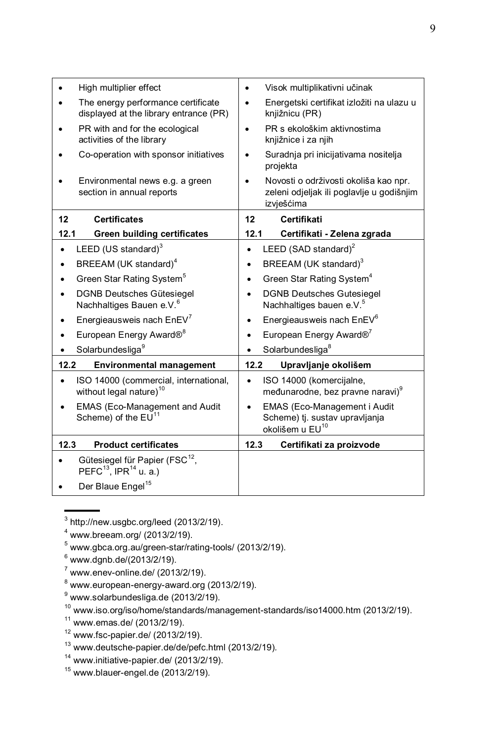| | |
|---|---|
| • High multiplier effect<br>• The energy performance certificate displayed at the library entrance (PR)<br>• PR with and for the ecological activities of the library<br>• Co-operation with sponsor initiatives<br>• Environmental news e.g. a green section in annual reports | • Visok multiplikativni učinak<br>• Energetski certifikat izložiti na ulazu u knjižnicu (PR)<br>• PR s ekološkim aktivnostima knjižnice i za njih<br>• Suradnja pri inicijativama nositelja projekta<br>• Novosti o održivosti okoliša kao npr. zeleni odjeljak ili poglavlje u godišnjim izvješćima |
| **12 Certificates**<br>**12.1 Green building certificates** | **12 Certifikati**<br>**12.1 Certifikati - Zelena zgrada** |
| • LEED (US standard)[3]<br>• BREEAM (UK standard)[4]<br>• Green Star Rating System[5]<br>• DGNB Deutsches Gütesiegel Nachhaltiges Bauen e.V.[6]<br>• Energieausweis nach EnEV[7]<br>• European Energy Award®[8]<br>• Solarbundesliga[9] | • LEED (SAD standard)[2]<br>• BREEAM (UK standard)[3]<br>• Green Star Rating System[4]<br>• DGNB Deutsches Gutesiegel Nachhaltiges bauen e.V.[5]<br>• Energieausweis nach EnEV[6]<br>• European Energy Award®[7]<br>• Solarbundesliga[8] |
| **12.2 Environmental management** | **12.2 Upravljanje okolišem** |
| • ISO 14000 (commercial, international, without legal nature)[10]<br>• EMAS (Eco-Management and Audit Scheme) of the EU[11] | • ISO 14000 (komercijalne, međunarodne, bez pravne naravi)[9]<br>• EMAS (Eco-Management i Audit Scheme) tj. sustav upravljanja okolišem u EU[10] |
| **12.3 Product certificates** | **12.3 Certifikati za proizvode** |
| • Gütesiegel für Papier (FSC[12], PEFC[13], IPR[14] u. a.)<br>• Der Blaue Engel[15] | |

---

[3] http://new.usgbc.org/leed (2013/2/19).
[4] www.breeam.org/ (2013/2/19).
[5] www.gbca.org.au/green-star/rating-tools/ (2013/2/19).
[6] www.dgnb.de/(2013/2/19).
[7] www.enev-online.de/ (2013/2/19).
[8] www.european-energy-award.org (2013/2/19).
[9] www.solarbundesliga.de (2013/2/19).
[10] www.iso.org/iso/home/standards/management-standards/iso14000.htm (2013/2/19).
[11] www.emas.de/ (2013/2/19).
[12] www.fsc-papier.de/ (2013/2/19).
[13] www.deutsche-papier.de/de/pefc.html (2013/2/19).
[14] www.initiative-papier.de/ (2013/2/19).
[15] www.blauer-engel.de (2013/2/19).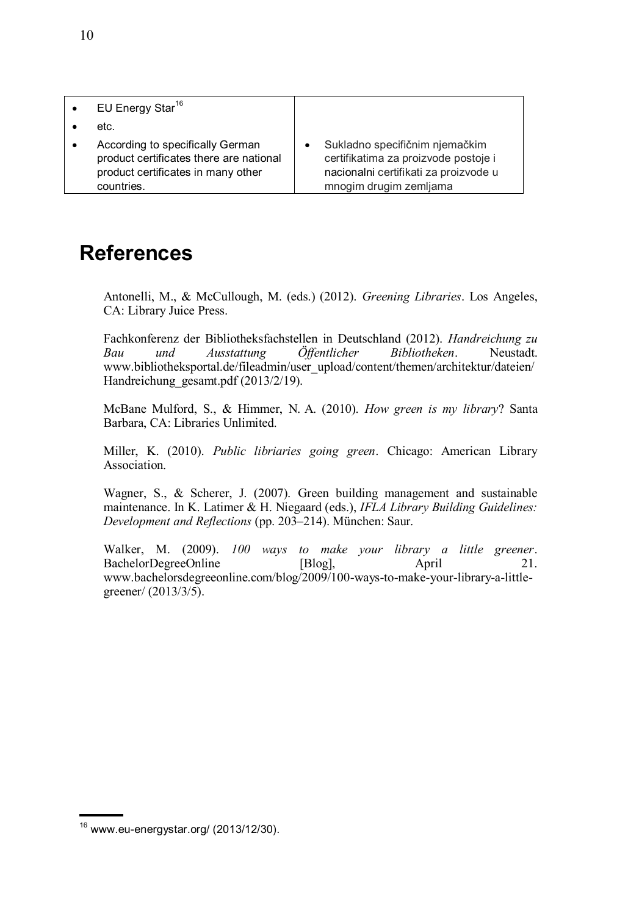| | |
|---|---|
| • EU Energy Star[16] | |
| • etc. | |
| • According to specifically German product certificates there are national product certificates in many other countries. | • Sukladno specifičnim njemačkim certifikatima za proizvode postoje i nacionalni certifikati za proizvode u mnogim drugim zemljama |

# References

Antonelli, M., & McCullough, M. (eds.) (2012). *Greening Libraries*. Los Angeles, CA: Library Juice Press.

Fachkonferenz der Bibliotheksfachstellen in Deutschland (2012). *Handreichung zu Bau und Ausstattung Öffentlicher Bibliotheken*. Neustadt. www.bibliotheksportal.de/fileadmin/user_upload/content/themen/architektur/dateien/Handreichung_gesamt.pdf (2013/2/19).

McBane Mulford, S., & Himmer, N. A. (2010). *How green is my library*? Santa Barbara, CA: Libraries Unlimited.

Miller, K. (2010). *Public libriaries going green*. Chicago: American Library Association.

Wagner, S., & Scherer, J. (2007). Green building management and sustainable maintenance. In K. Latimer & H. Niegaard (eds.), *IFLA Library Building Guidelines: Development and Reflections* (pp. 203–214). München: Saur.

Walker, M. (2009). *100 ways to make your library a little greener*. BachelorDegreeOnline [Blog], April 21. www.bachelorsdegreeonline.com/blog/2009/100-ways-to-make-your-library-a-little-greener/ (2013/3/5).

---

[16] www.eu-energystar.org/ (2013/12/30).